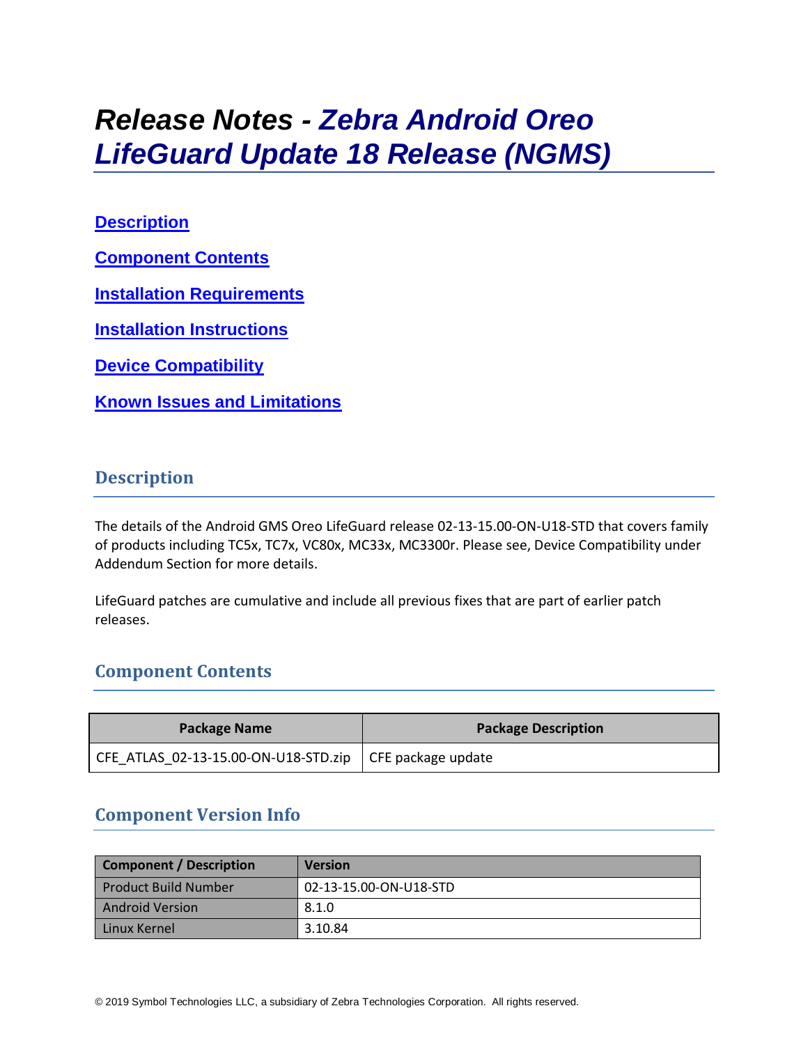# Release Notes - *Zebra Android Oreo LifeGuard Update 18 Release (NGMS)*

[Description](#description)

[Component Contents](#component-contents)

[Installation Requirements](#installation-requirements)

[Installation Instructions](#installation-instructions)

[Device Compatibility](#device-compatibility)

[Known Issues and Limitations](#known-issues-and-limitations)

## Description

The details of the Android GMS Oreo LifeGuard release 02-13-15.00-ON-U18-STD that covers family of products including TC5x, TC7x, VC80x, MC33x, MC3300r. Please see, Device Compatibility under Addendum Section for more details.

LifeGuard patches are cumulative and include all previous fixes that are part of earlier patch releases.

## Component Contents

| Package Name | Package Description |
| --- | --- |
| CFE_ATLAS_02-13-15.00-ON-U18-STD.zip | CFE package update |

## Component Version Info

| Component / Description | Version |
| --- | --- |
| Product Build Number | 02-13-15.00-ON-U18-STD |
| Android Version | 8.1.0 |
| Linux Kernel | 3.10.84 |

© 2019 Symbol Technologies LLC, a subsidiary of Zebra Technologies Corporation. All rights reserved.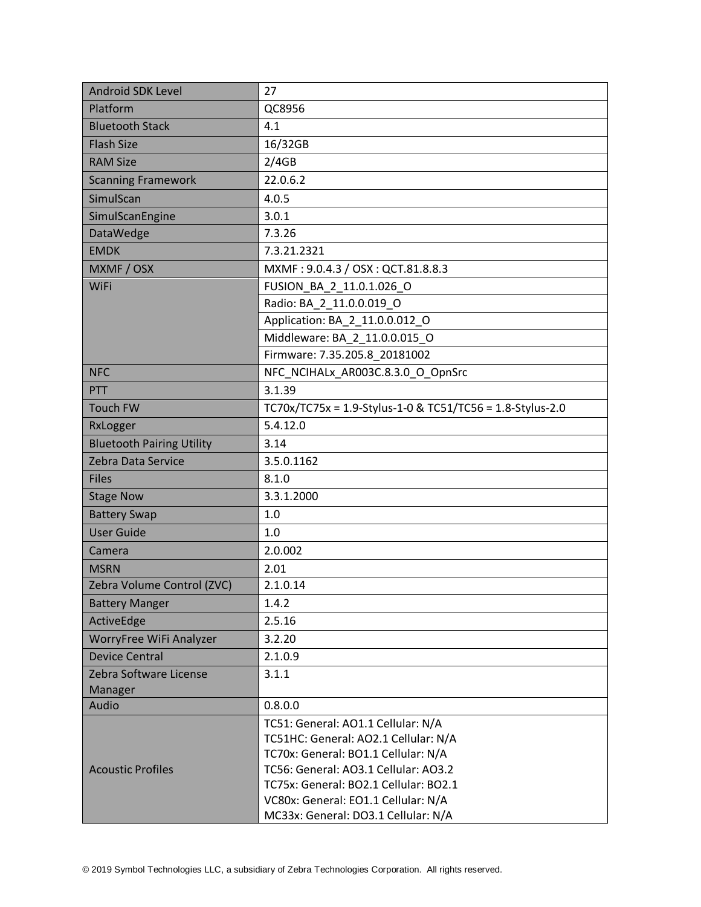| Android SDK Level | 27 |
|---|---|
| Platform | QC8956 |
| Bluetooth Stack | 4.1 |
| Flash Size | 16/32GB |
| RAM Size | 2/4GB |
| Scanning Framework | 22.0.6.2 |
| SimulScan | 4.0.5 |
| SimulScanEngine | 3.0.1 |
| DataWedge | 7.3.26 |
| EMDK | 7.3.21.2321 |
| MXMF / OSX | MXMF : 9.0.4.3 / OSX : QCT.81.8.8.3 |
| WiFi | FUSION_BA_2_11.0.1.026_O |
| | Radio: BA_2_11.0.0.019_O |
| | Application: BA_2_11.0.0.012_O |
| | Middleware: BA_2_11.0.0.015_O |
| | Firmware: 7.35.205.8_20181002 |
| NFC | NFC_NCIHALx_AR003C.8.3.0_O_OpnSrc |
| PTT | 3.1.39 |
| Touch FW | TC70x/TC75x = 1.9-Stylus-1-0 & TC51/TC56 = 1.8-Stylus-2.0 |
| RxLogger | 5.4.12.0 |
| Bluetooth Pairing Utility | 3.14 |
| Zebra Data Service | 3.5.0.1162 |
| Files | 8.1.0 |
| Stage Now | 3.3.1.2000 |
| Battery Swap | 1.0 |
| User Guide | 1.0 |
| Camera | 2.0.002 |
| MSRN | 2.01 |
| Zebra Volume Control (ZVC) | 2.1.0.14 |
| Battery Manger | 1.4.2 |
| ActiveEdge | 2.5.16 |
| WorryFree WiFi Analyzer | 3.2.20 |
| Device Central | 2.1.0.9 |
| Zebra Software License Manager | 3.1.1 |
| Audio | 0.8.0.0 |
| Acoustic Profiles | TC51: General: AO1.1 Cellular: N/A<br>TC51HC: General: AO2.1 Cellular: N/A<br>TC70x: General: BO1.1 Cellular: N/A<br>TC56: General: AO3.1 Cellular: AO3.2<br>TC75x: General: BO2.1 Cellular: BO2.1<br>VC80x: General: EO1.1 Cellular: N/A<br>MC33x: General: DO3.1 Cellular: N/A |

© 2019 Symbol Technologies LLC, a subsidiary of Zebra Technologies Corporation. All rights reserved.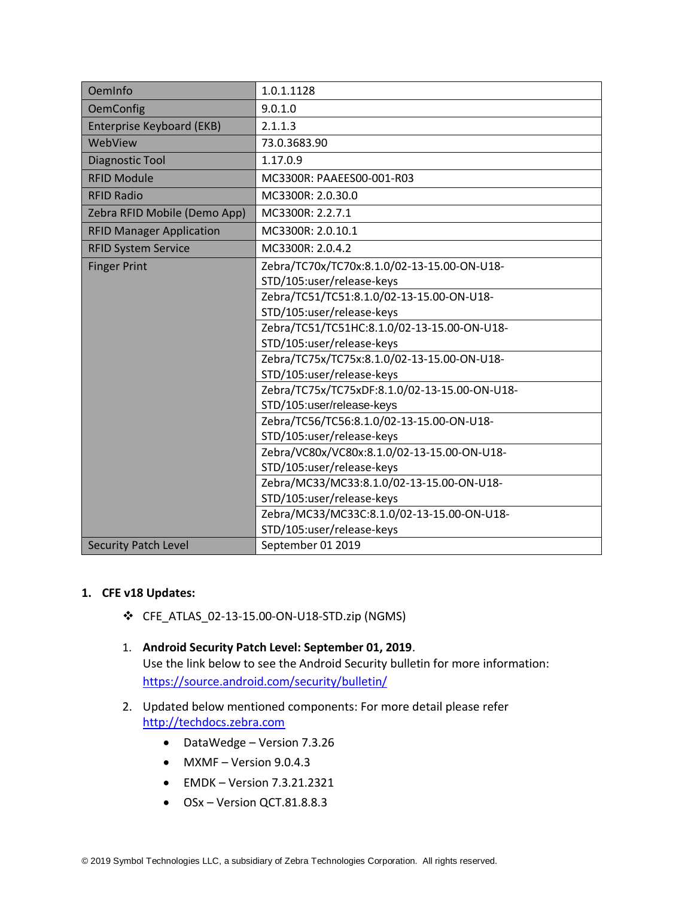| OemInfo | 1.0.1.1128 |
|---|---|
| OemConfig | 9.0.1.0 |
| Enterprise Keyboard (EKB) | 2.1.1.3 |
| WebView | 73.0.3683.90 |
| Diagnostic Tool | 1.17.0.9 |
| RFID Module | MC3300R: PAAEES00-001-R03 |
| RFID Radio | MC3300R: 2.0.30.0 |
| Zebra RFID Mobile (Demo App) | MC3300R: 2.2.7.1 |
| RFID Manager Application | MC3300R: 2.0.10.1 |
| RFID System Service | MC3300R: 2.0.4.2 |
| Finger Print | Zebra/TC70x/TC70x:8.1.0/02-13-15.00-ON-U18-STD/105:user/release-keys |
| | Zebra/TC51/TC51:8.1.0/02-13-15.00-ON-U18-STD/105:user/release-keys |
| | Zebra/TC51/TC51HC:8.1.0/02-13-15.00-ON-U18-STD/105:user/release-keys |
| | Zebra/TC75x/TC75x:8.1.0/02-13-15.00-ON-U18-STD/105:user/release-keys |
| | Zebra/TC75x/TC75xDF:8.1.0/02-13-15.00-ON-U18-STD/105:user/release-keys |
| | Zebra/TC56/TC56:8.1.0/02-13-15.00-ON-U18-STD/105:user/release-keys |
| | Zebra/VC80x/VC80x:8.1.0/02-13-15.00-ON-U18-STD/105:user/release-keys |
| | Zebra/MC33/MC33:8.1.0/02-13-15.00-ON-U18-STD/105:user/release-keys |
| | Zebra/MC33/MC33C:8.1.0/02-13-15.00-ON-U18-STD/105:user/release-keys |
| Security Patch Level | September 01 2019 |

1. **CFE v18 Updates:**

   - CFE_ATLAS_02-13-15.00-ON-U18-STD.zip (NGMS)

   1. **Android Security Patch Level: September 01, 2019**.
      Use the link below to see the Android Security bulletin for more information: https://source.android.com/security/bulletin/

   2. Updated below mentioned components: For more detail please refer http://techdocs.zebra.com

      - DataWedge – Version 7.3.26
      - MXMF – Version 9.0.4.3
      - EMDK – Version 7.3.21.2321
      - OSx – Version QCT.81.8.8.3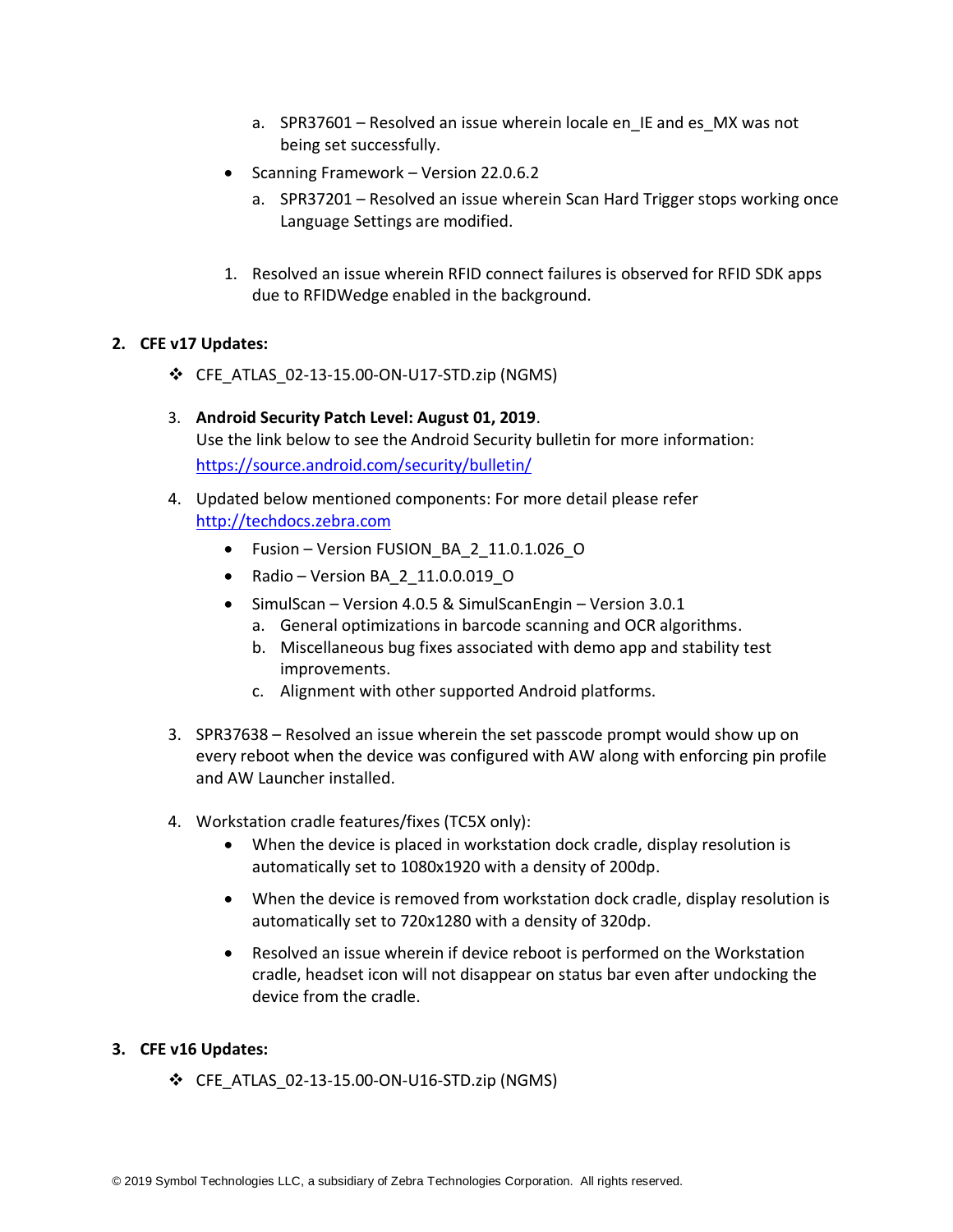a. SPR37601 – Resolved an issue wherein locale en_IE and es_MX was not being set successfully.

- Scanning Framework – Version 22.0.6.2
    a. SPR37201 – Resolved an issue wherein Scan Hard Trigger stops working once Language Settings are modified.

1. Resolved an issue wherein RFID connect failures is observed for RFID SDK apps due to RFIDWedge enabled in the background.

**2. CFE v17 Updates:**

❖ CFE_ATLAS_02-13-15.00-ON-U17-STD.zip (NGMS)

3. **Android Security Patch Level: August 01, 2019**.
   Use the link below to see the Android Security bulletin for more information: https://source.android.com/security/bulletin/

4. Updated below mentioned components: For more detail please refer http://techdocs.zebra.com
    - Fusion – Version FUSION_BA_2_11.0.1.026_O
    - Radio – Version BA_2_11.0.0.019_O
    - SimulScan – Version 4.0.5 & SimulScanEngin – Version 3.0.1
        a. General optimizations in barcode scanning and OCR algorithms.
        b. Miscellaneous bug fixes associated with demo app and stability test improvements.
        c. Alignment with other supported Android platforms.

3. SPR37638 – Resolved an issue wherein the set passcode prompt would show up on every reboot when the device was configured with AW along with enforcing pin profile and AW Launcher installed.

4. Workstation cradle features/fixes (TC5X only):
    - When the device is placed in workstation dock cradle, display resolution is automatically set to 1080x1920 with a density of 200dp.
    - When the device is removed from workstation dock cradle, display resolution is automatically set to 720x1280 with a density of 320dp.
    - Resolved an issue wherein if device reboot is performed on the Workstation cradle, headset icon will not disappear on status bar even after undocking the device from the cradle.

**3. CFE v16 Updates:**

❖ CFE_ATLAS_02-13-15.00-ON-U16-STD.zip (NGMS)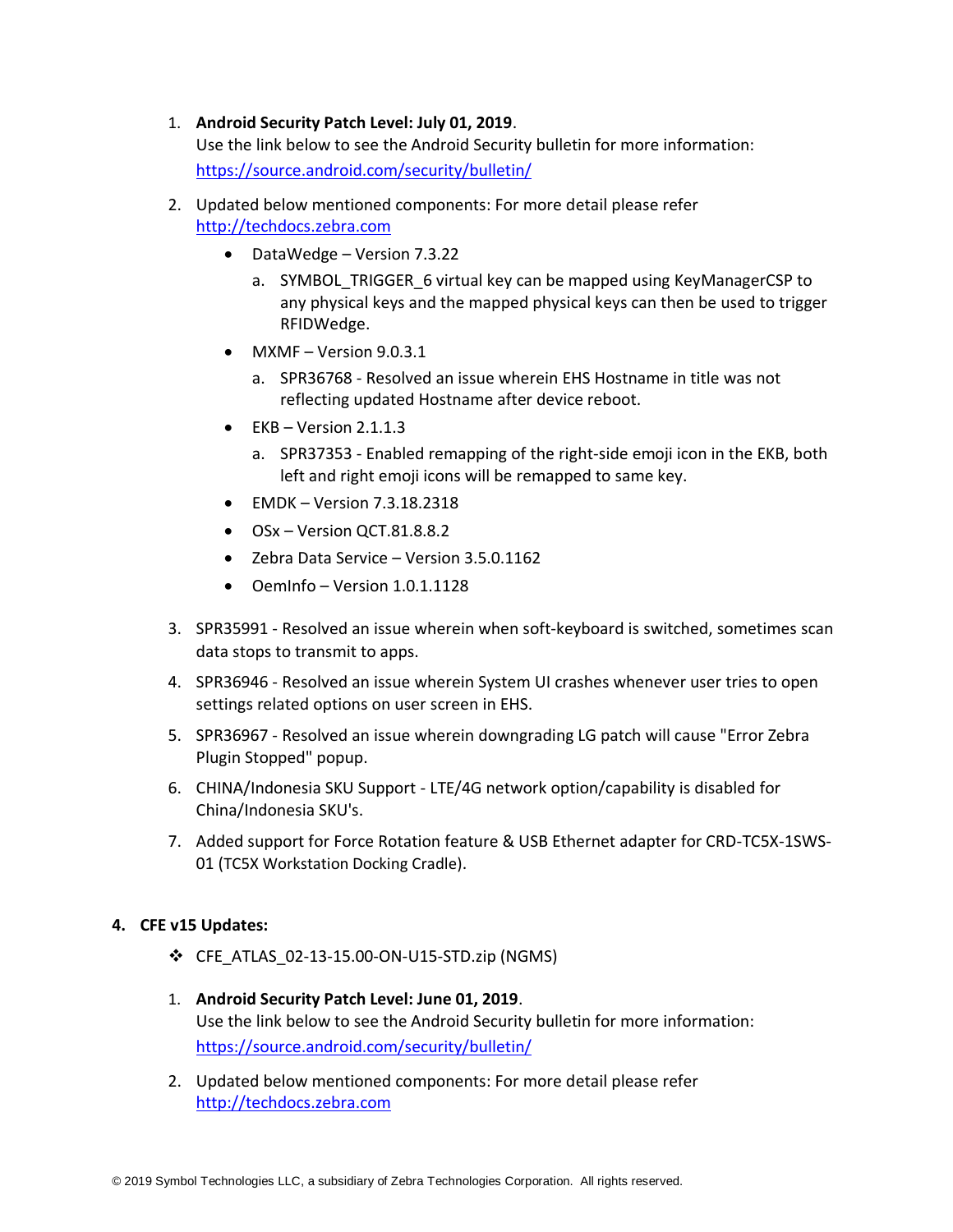1. **Android Security Patch Level: July 01, 2019**.
   Use the link below to see the Android Security bulletin for more information: https://source.android.com/security/bulletin/

2. Updated below mentioned components: For more detail please refer http://techdocs.zebra.com

   - DataWedge – Version 7.3.22
     a. SYMBOL_TRIGGER_6 virtual key can be mapped using KeyManagerCSP to any physical keys and the mapped physical keys can then be used to trigger RFIDWedge.
   - MXMF – Version 9.0.3.1
     a. SPR36768 - Resolved an issue wherein EHS Hostname in title was not reflecting updated Hostname after device reboot.
   - EKB – Version 2.1.1.3
     a. SPR37353 - Enabled remapping of the right-side emoji icon in the EKB, both left and right emoji icons will be remapped to same key.
   - EMDK – Version 7.3.18.2318
   - OSx – Version QCT.81.8.8.2
   - Zebra Data Service – Version 3.5.0.1162
   - OemInfo – Version 1.0.1.1128

3. SPR35991 - Resolved an issue wherein when soft-keyboard is switched, sometimes scan data stops to transmit to apps.

4. SPR36946 - Resolved an issue wherein System UI crashes whenever user tries to open settings related options on user screen in EHS.

5. SPR36967 - Resolved an issue wherein downgrading LG patch will cause "Error Zebra Plugin Stopped" popup.

6. CHINA/Indonesia SKU Support - LTE/4G network option/capability is disabled for China/Indonesia SKU's.

7. Added support for Force Rotation feature & USB Ethernet adapter for CRD-TC5X-1SWS-01 (TC5X Workstation Docking Cradle).

**4. CFE v15 Updates:**

❖ CFE_ATLAS_02-13-15.00-ON-U15-STD.zip (NGMS)

1. **Android Security Patch Level: June 01, 2019**.
   Use the link below to see the Android Security bulletin for more information: https://source.android.com/security/bulletin/

2. Updated below mentioned components: For more detail please refer http://techdocs.zebra.com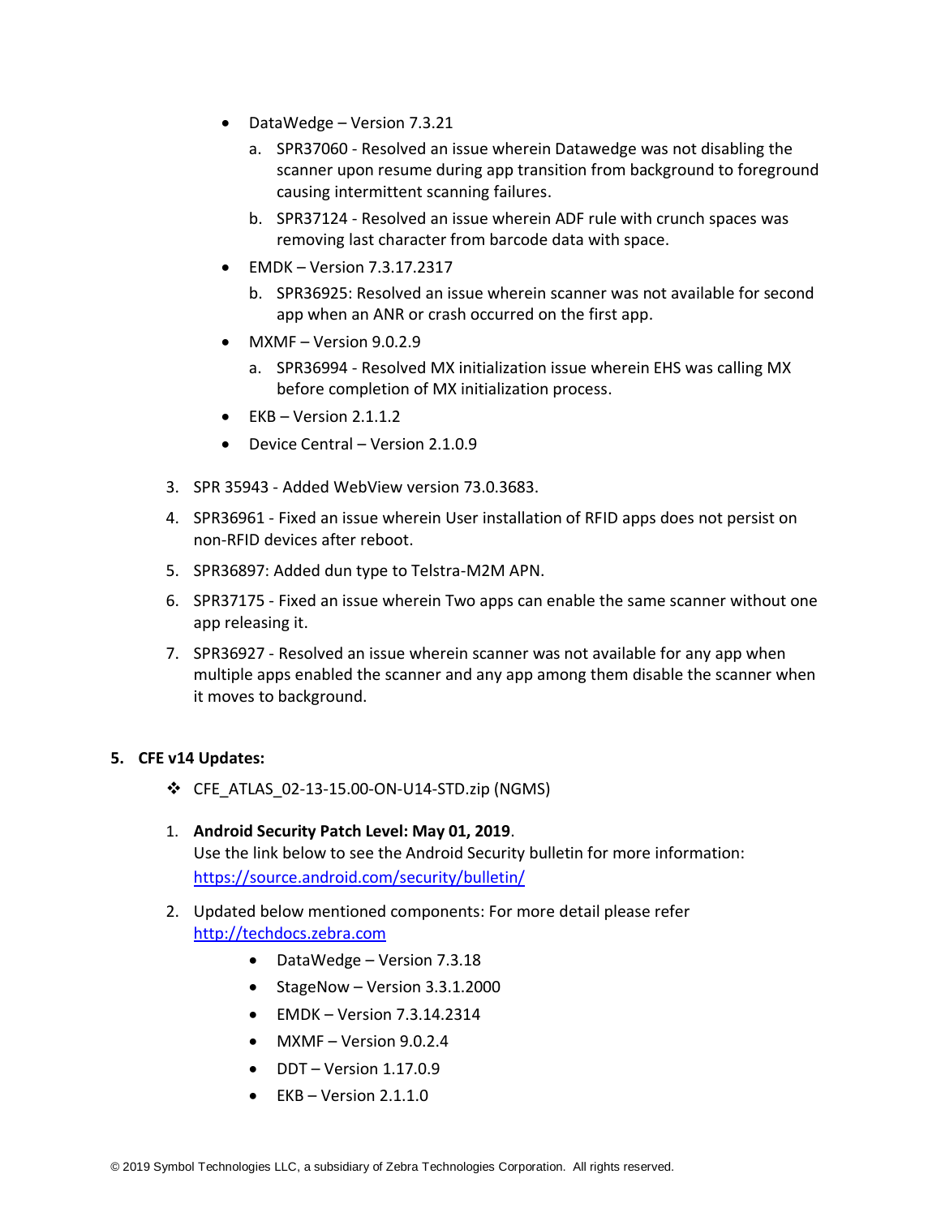- DataWedge – Version 7.3.21
    a. SPR37060 - Resolved an issue wherein Datawedge was not disabling the scanner upon resume during app transition from background to foreground causing intermittent scanning failures.
    b. SPR37124 - Resolved an issue wherein ADF rule with crunch spaces was removing last character from barcode data with space.
- EMDK – Version 7.3.17.2317
    b. SPR36925: Resolved an issue wherein scanner was not available for second app when an ANR or crash occurred on the first app.
- MXMF – Version 9.0.2.9
    a. SPR36994 - Resolved MX initialization issue wherein EHS was calling MX before completion of MX initialization process.
- EKB – Version 2.1.1.2
- Device Central – Version 2.1.0.9

3. SPR 35943 - Added WebView version 73.0.3683.
4. SPR36961 - Fixed an issue wherein User installation of RFID apps does not persist on non-RFID devices after reboot.
5. SPR36897: Added dun type to Telstra-M2M APN.
6. SPR37175 - Fixed an issue wherein Two apps can enable the same scanner without one app releasing it.
7. SPR36927 - Resolved an issue wherein scanner was not available for any app when multiple apps enabled the scanner and any app among them disable the scanner when it moves to background.

**5. CFE v14 Updates:**

❖ CFE_ATLAS_02-13-15.00-ON-U14-STD.zip (NGMS)

1. **Android Security Patch Level: May 01, 2019**.
   Use the link below to see the Android Security bulletin for more information: https://source.android.com/security/bulletin/
2. Updated below mentioned components: For more detail please refer http://techdocs.zebra.com
    - DataWedge – Version 7.3.18
    - StageNow – Version 3.3.1.2000
    - EMDK – Version 7.3.14.2314
    - MXMF – Version 9.0.2.4
    - DDT – Version 1.17.0.9
    - EKB – Version 2.1.1.0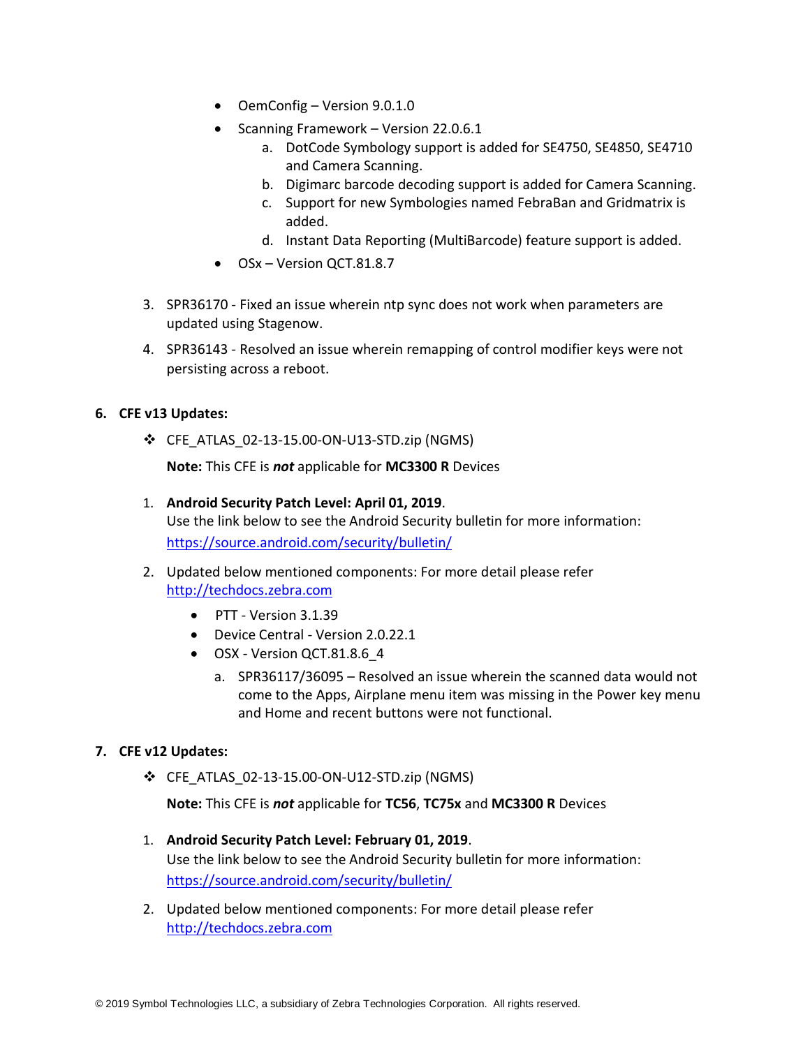- OemConfig – Version 9.0.1.0
- Scanning Framework – Version 22.0.6.1
    a. DotCode Symbology support is added for SE4750, SE4850, SE4710 and Camera Scanning.
    b. Digimarc barcode decoding support is added for Camera Scanning.
    c. Support for new Symbologies named FebraBan and Gridmatrix is added.
    d. Instant Data Reporting (MultiBarcode) feature support is added.
- OSx – Version QCT.81.8.7

3. SPR36170 - Fixed an issue wherein ntp sync does not work when parameters are updated using Stagenow.
4. SPR36143 - Resolved an issue wherein remapping of control modifier keys were not persisting across a reboot.

## 6. CFE v13 Updates:

❖ CFE_ATLAS_02-13-15.00-ON-U13-STD.zip (NGMS)

**Note:** This CFE is ***not*** applicable for **MC3300 R** Devices

1. **Android Security Patch Level: April 01, 2019**.
   Use the link below to see the Android Security bulletin for more information: [https://source.android.com/security/bulletin/](https://source.android.com/security/bulletin/)
2. Updated below mentioned components: For more detail please refer [http://techdocs.zebra.com](http://techdocs.zebra.com)
    - PTT - Version 3.1.39
    - Device Central - Version 2.0.22.1
    - OSX - Version QCT.81.8.6_4
        a. SPR36117/36095 – Resolved an issue wherein the scanned data would not come to the Apps, Airplane menu item was missing in the Power key menu and Home and recent buttons were not functional.

## 7. CFE v12 Updates:

❖ CFE_ATLAS_02-13-15.00-ON-U12-STD.zip (NGMS)

**Note:** This CFE is ***not*** applicable for **TC56**, **TC75x** and **MC3300 R** Devices

1. **Android Security Patch Level: February 01, 2019**.
   Use the link below to see the Android Security bulletin for more information: [https://source.android.com/security/bulletin/](https://source.android.com/security/bulletin/)
2. Updated below mentioned components: For more detail please refer [http://techdocs.zebra.com](http://techdocs.zebra.com)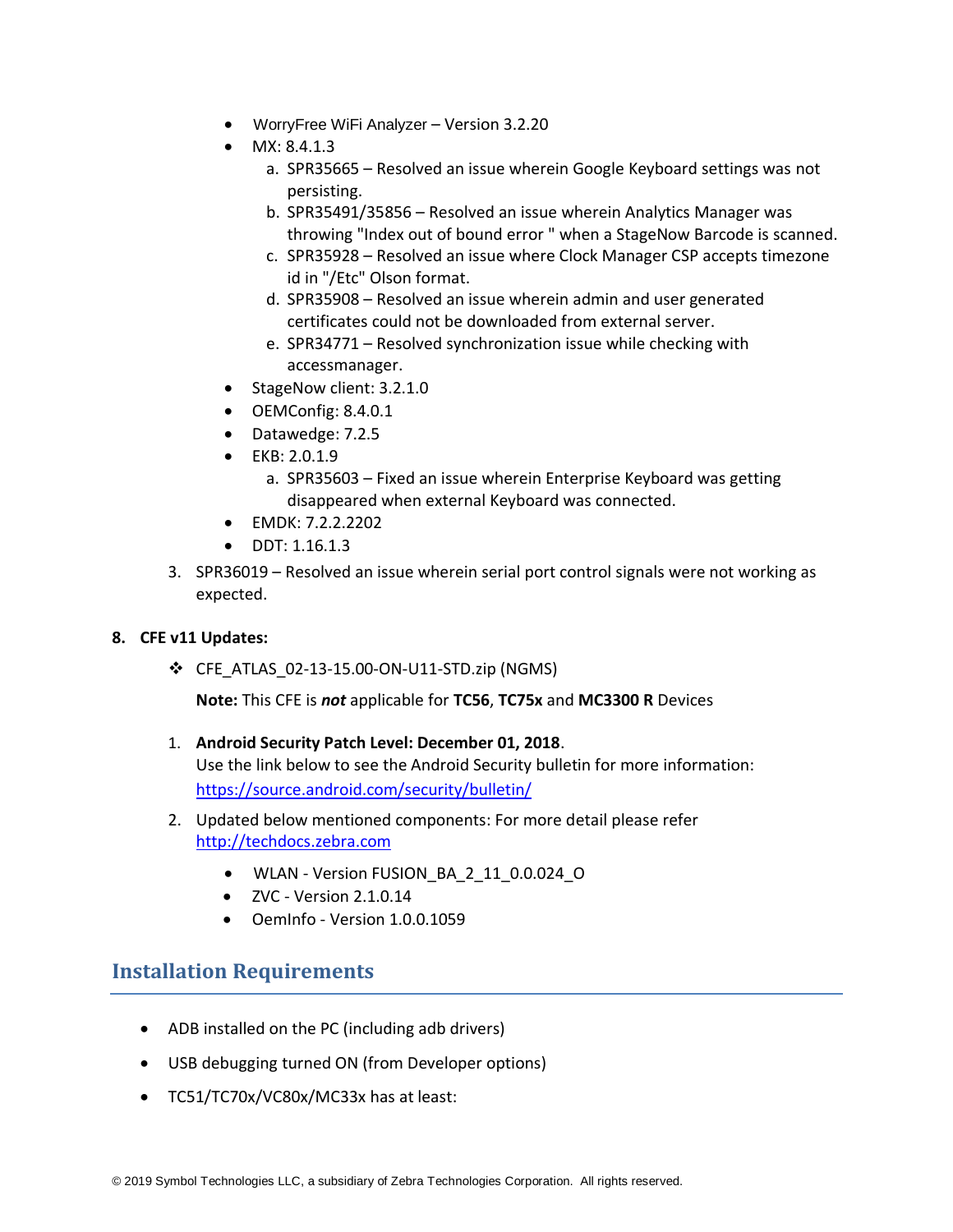- WorryFree WiFi Analyzer – Version 3.2.20
- MX: 8.4.1.3
    a. SPR35665 – Resolved an issue wherein Google Keyboard settings was not persisting.
    b. SPR35491/35856 – Resolved an issue wherein Analytics Manager was throwing "Index out of bound error " when a StageNow Barcode is scanned.
    c. SPR35928 – Resolved an issue where Clock Manager CSP accepts timezone id in "/Etc" Olson format.
    d. SPR35908 – Resolved an issue wherein admin and user generated certificates could not be downloaded from external server.
    e. SPR34771 – Resolved synchronization issue while checking with accessmanager.
- StageNow client: 3.2.1.0
- OEMConfig: 8.4.0.1
- Datawedge: 7.2.5
- EKB: 2.0.1.9
    a. SPR35603 – Fixed an issue wherein Enterprise Keyboard was getting disappeared when external Keyboard was connected.
- EMDK: 7.2.2.2202
- DDT: 1.16.1.3

3. SPR36019 – Resolved an issue wherein serial port control signals were not working as expected.

**8. CFE v11 Updates:**

❖ CFE_ATLAS_02-13-15.00-ON-U11-STD.zip (NGMS)

**Note:** This CFE is ***not*** applicable for **TC56**, **TC75x** and **MC3300 R** Devices

1. **Android Security Patch Level: December 01, 2018**.
   Use the link below to see the Android Security bulletin for more information: https://source.android.com/security/bulletin/

2. Updated below mentioned components: For more detail please refer http://techdocs.zebra.com
    - WLAN - Version FUSION_BA_2_11_0.0.024_O
    - ZVC - Version 2.1.0.14
    - OemInfo - Version 1.0.0.1059

## Installation Requirements

- ADB installed on the PC (including adb drivers)
- USB debugging turned ON (from Developer options)
- TC51/TC70x/VC80x/MC33x has at least: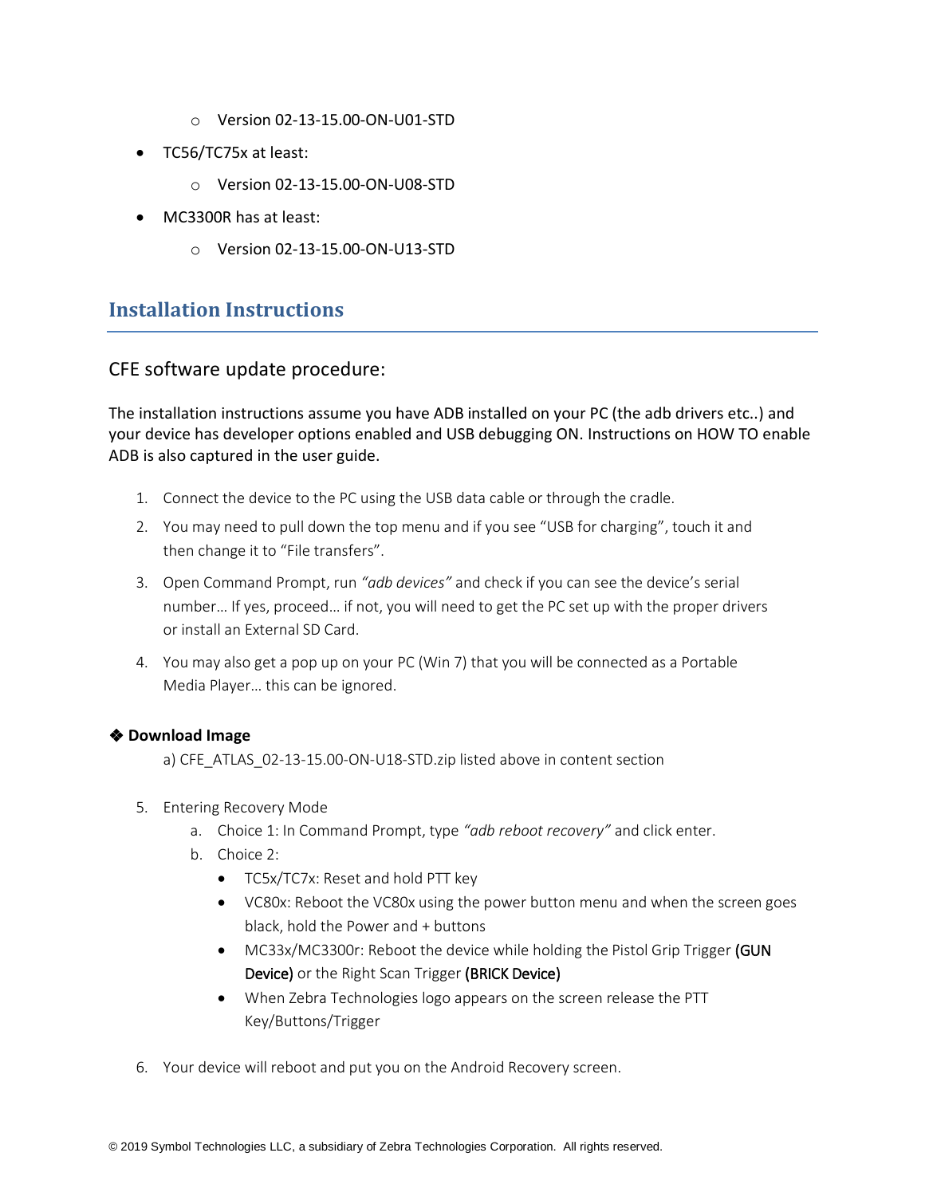- Version 02-13-15.00-ON-U01-STD
- TC56/TC75x at least:
  - Version 02-13-15.00-ON-U08-STD
- MC3300R has at least:
  - Version 02-13-15.00-ON-U13-STD

## Installation Instructions

### CFE software update procedure:

The installation instructions assume you have ADB installed on your PC (the adb drivers etc..) and your device has developer options enabled and USB debugging ON. Instructions on HOW TO enable ADB is also captured in the user guide.

1. Connect the device to the PC using the USB data cable or through the cradle.
2. You may need to pull down the top menu and if you see "USB for charging", touch it and then change it to "File transfers".
3. Open Command Prompt, run *"adb devices"* and check if you can see the device's serial number… If yes, proceed… if not, you will need to get the PC set up with the proper drivers or install an External SD Card.
4. You may also get a pop up on your PC (Win 7) that you will be connected as a Portable Media Player… this can be ignored.

❖ **Download Image**

a) CFE_ATLAS_02-13-15.00-ON-U18-STD.zip listed above in content section

5. Entering Recovery Mode
   a. Choice 1: In Command Prompt, type *"adb reboot recovery"* and click enter.
   b. Choice 2:
      - TC5x/TC7x: Reset and hold PTT key
      - VC80x: Reboot the VC80x using the power button menu and when the screen goes black, hold the Power and + buttons
      - MC33x/MC3300r: Reboot the device while holding the Pistol Grip Trigger **(GUN Device)** or the Right Scan Trigger **(BRICK Device)**
      - When Zebra Technologies logo appears on the screen release the PTT Key/Buttons/Trigger
6. Your device will reboot and put you on the Android Recovery screen.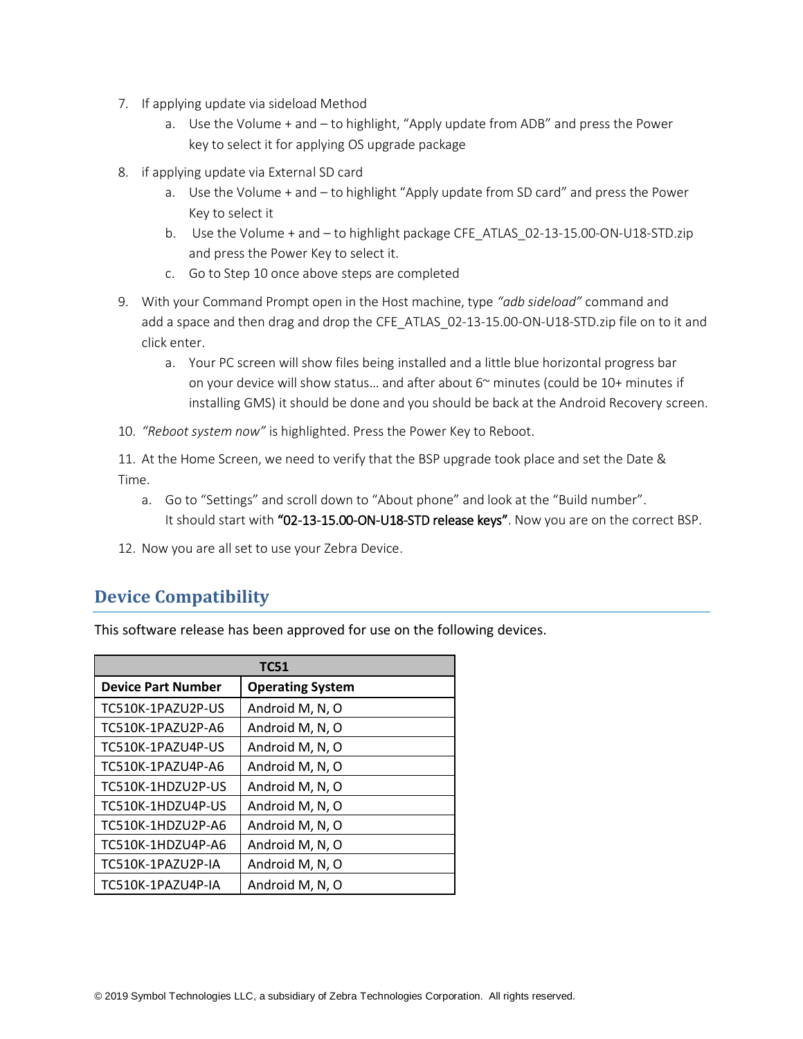7. If applying update via sideload Method
   a. Use the Volume + and – to highlight, “Apply update from ADB” and press the Power key to select it for applying OS upgrade package
8. if applying update via External SD card
   a. Use the Volume + and – to highlight “Apply update from SD card” and press the Power Key to select it
   b. Use the Volume + and – to highlight package CFE_ATLAS_02-13-15.00-ON-U18-STD.zip and press the Power Key to select it.
   c. Go to Step 10 once above steps are completed
9. With your Command Prompt open in the Host machine, type *“adb sideload”* command and add a space and then drag and drop the CFE_ATLAS_02-13-15.00-ON-U18-STD.zip file on to it and click enter.
   a. Your PC screen will show files being installed and a little blue horizontal progress bar on your device will show status… and after about 6~ minutes (could be 10+ minutes if installing GMS) it should be done and you should be back at the Android Recovery screen.
10. *“Reboot system now”* is highlighted. Press the Power Key to Reboot.
11. At the Home Screen, we need to verify that the BSP upgrade took place and set the Date & Time.
    a. Go to “Settings” and scroll down to “About phone” and look at the “Build number”. It should start with **“02-13-15.00-ON-U18-STD release keys”**. Now you are on the correct BSP.
12. Now you are all set to use your Zebra Device.

## Device Compatibility

This software release has been approved for use on the following devices.

| TC51 | |
|---|---|
| **Device Part Number** | **Operating System** |
| TC510K-1PAZU2P-US | Android M, N, O |
| TC510K-1PAZU2P-A6 | Android M, N, O |
| TC510K-1PAZU4P-US | Android M, N, O |
| TC510K-1PAZU4P-A6 | Android M, N, O |
| TC510K-1HDZU2P-US | Android M, N, O |
| TC510K-1HDZU4P-US | Android M, N, O |
| TC510K-1HDZU2P-A6 | Android M, N, O |
| TC510K-1HDZU4P-A6 | Android M, N, O |
| TC510K-1PAZU2P-IA | Android M, N, O |
| TC510K-1PAZU4P-IA | Android M, N, O |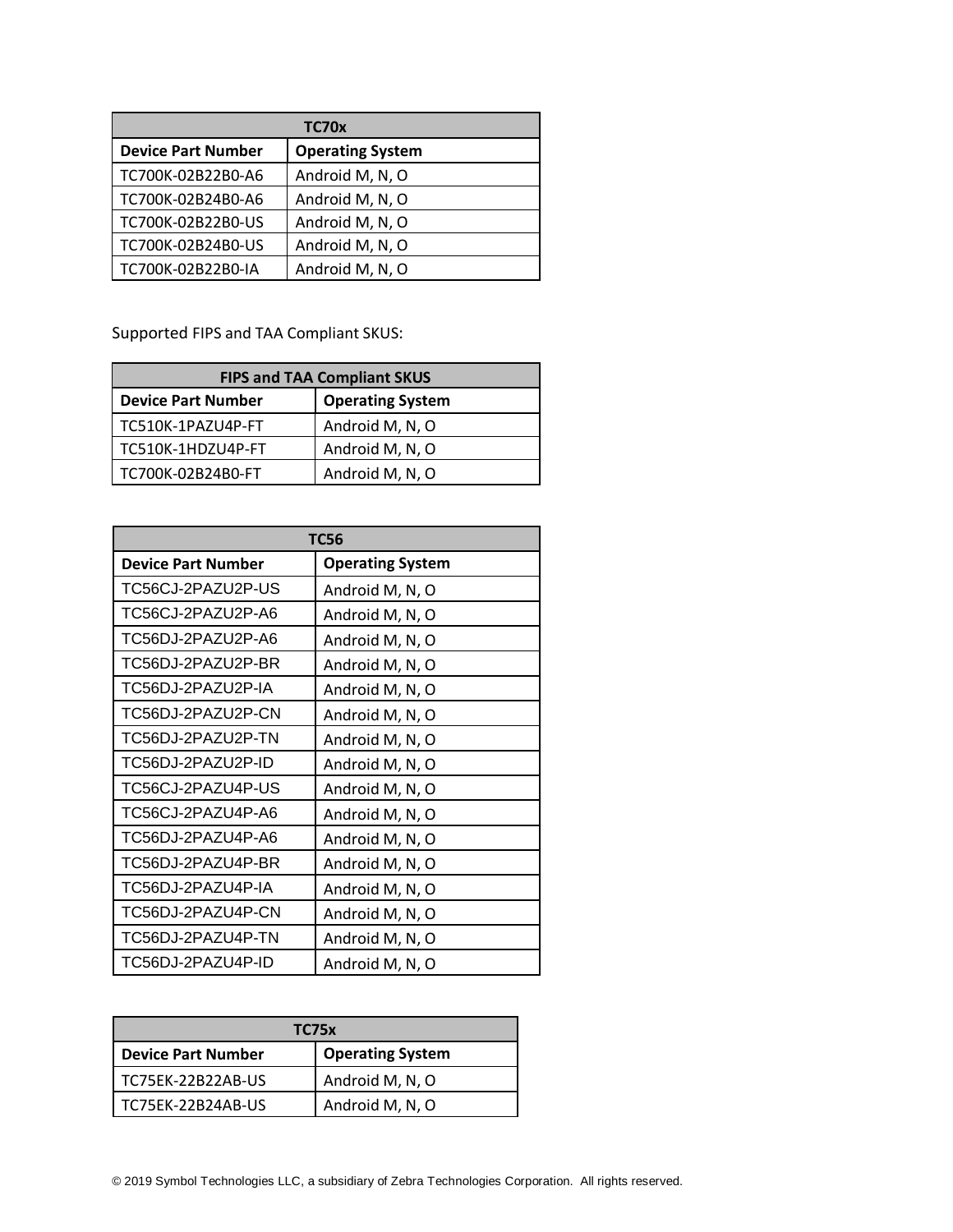| TC70x | |
|---|---|
| **Device Part Number** | **Operating System** |
| TC700K-02B22B0-A6 | Android M, N, O |
| TC700K-02B24B0-A6 | Android M, N, O |
| TC700K-02B22B0-US | Android M, N, O |
| TC700K-02B24B0-US | Android M, N, O |
| TC700K-02B22B0-IA | Android M, N, O |

Supported FIPS and TAA Compliant SKUS:

| FIPS and TAA Compliant SKUS | |
|---|---|
| **Device Part Number** | **Operating System** |
| TC510K-1PAZU4P-FT | Android M, N, O |
| TC510K-1HDZU4P-FT | Android M, N, O |
| TC700K-02B24B0-FT | Android M, N, O |

| TC56 | |
|---|---|
| **Device Part Number** | **Operating System** |
| TC56CJ-2PAZU2P-US | Android M, N, O |
| TC56CJ-2PAZU2P-A6 | Android M, N, O |
| TC56DJ-2PAZU2P-A6 | Android M, N, O |
| TC56DJ-2PAZU2P-BR | Android M, N, O |
| TC56DJ-2PAZU2P-IA | Android M, N, O |
| TC56DJ-2PAZU2P-CN | Android M, N, O |
| TC56DJ-2PAZU2P-TN | Android M, N, O |
| TC56DJ-2PAZU2P-ID | Android M, N, O |
| TC56CJ-2PAZU4P-US | Android M, N, O |
| TC56CJ-2PAZU4P-A6 | Android M, N, O |
| TC56DJ-2PAZU4P-A6 | Android M, N, O |
| TC56DJ-2PAZU4P-BR | Android M, N, O |
| TC56DJ-2PAZU4P-IA | Android M, N, O |
| TC56DJ-2PAZU4P-CN | Android M, N, O |
| TC56DJ-2PAZU4P-TN | Android M, N, O |
| TC56DJ-2PAZU4P-ID | Android M, N, O |

| TC75x | |
|---|---|
| **Device Part Number** | **Operating System** |
| TC75EK-22B22AB-US | Android M, N, O |
| TC75EK-22B24AB-US | Android M, N, O |

© 2019 Symbol Technologies LLC, a subsidiary of Zebra Technologies Corporation. All rights reserved.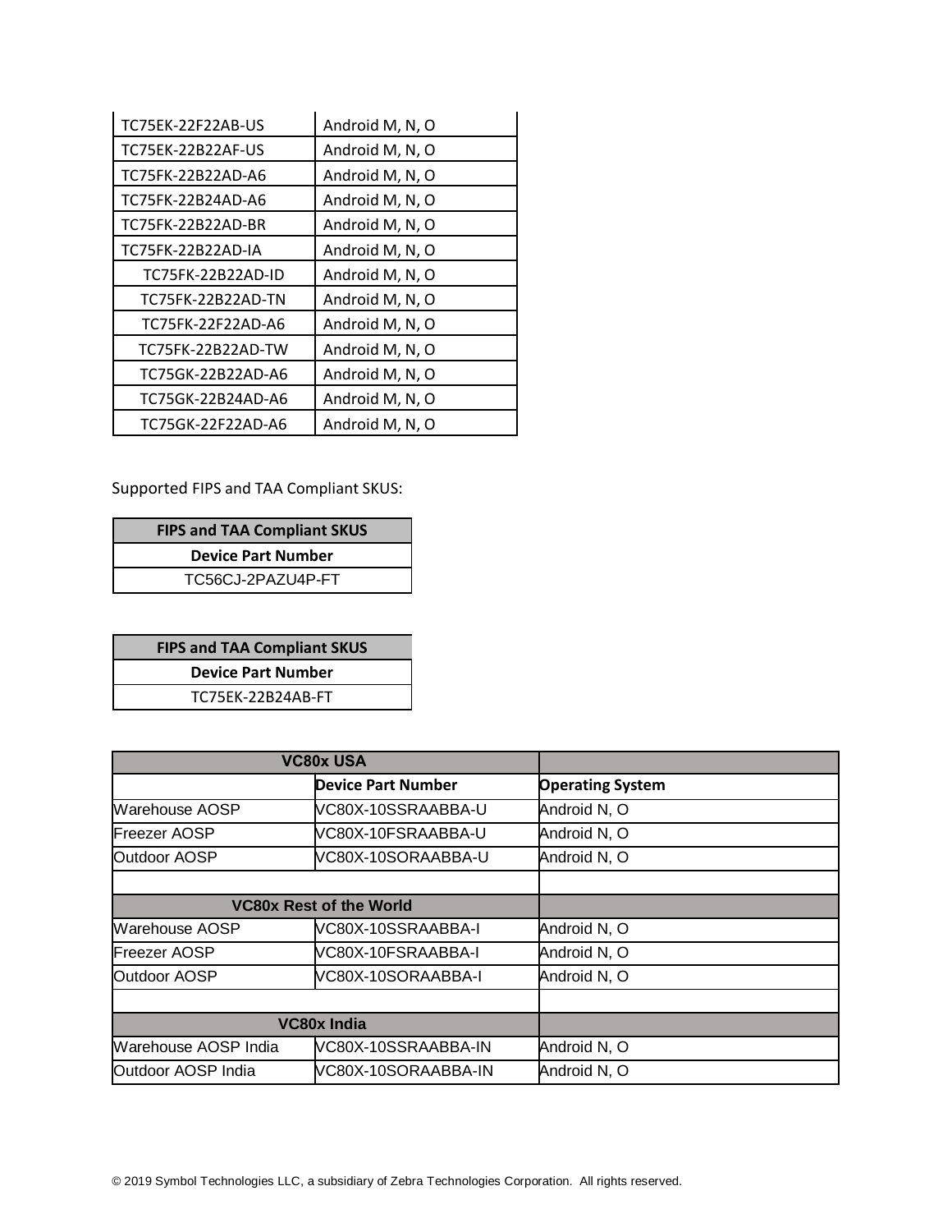| | |
|---|---|
| TC75EK-22F22AB-US | Android M, N, O |
| TC75EK-22B22AF-US | Android M, N, O |
| TC75FK-22B22AD-A6 | Android M, N, O |
| TC75FK-22B24AD-A6 | Android M, N, O |
| TC75FK-22B22AD-BR | Android M, N, O |
| TC75FK-22B22AD-IA | Android M, N, O |
| TC75FK-22B22AD-ID | Android M, N, O |
| TC75FK-22B22AD-TN | Android M, N, O |
| TC75FK-22F22AD-A6 | Android M, N, O |
| TC75FK-22B22AD-TW | Android M, N, O |
| TC75GK-22B22AD-A6 | Android M, N, O |
| TC75GK-22B24AD-A6 | Android M, N, O |
| TC75GK-22F22AD-A6 | Android M, N, O |

Supported FIPS and TAA Compliant SKUS:

| FIPS and TAA Compliant SKUS |
|---|
| **Device Part Number** |
| TC56CJ-2PAZU4P-FT |

| FIPS and TAA Compliant SKUS |
|---|
| **Device Part Number** |
| TC75EK-22B24AB-FT |

| VC80x USA | | |
|---|---|---|
| | **Device Part Number** | **Operating System** |
| Warehouse AOSP | VC80X-10SSRAABBA-U | Android N, O |
| Freezer AOSP | VC80X-10FSRAABBA-U | Android N, O |
| Outdoor AOSP | VC80X-10SORAABBA-U | Android N, O |
| | | |
| **VC80x Rest of the World** | | |
| Warehouse AOSP | VC80X-10SSRAABBA-I | Android N, O |
| Freezer AOSP | VC80X-10FSRAABBA-I | Android N, O |
| Outdoor AOSP | VC80X-10SORAABBA-I | Android N, O |
| | | |
| **VC80x India** | | |
| Warehouse AOSP India | VC80X-10SSRAABBA-IN | Android N, O |
| Outdoor AOSP India | VC80X-10SORAABBA-IN | Android N, O |

© 2019 Symbol Technologies LLC, a subsidiary of Zebra Technologies Corporation. All rights reserved.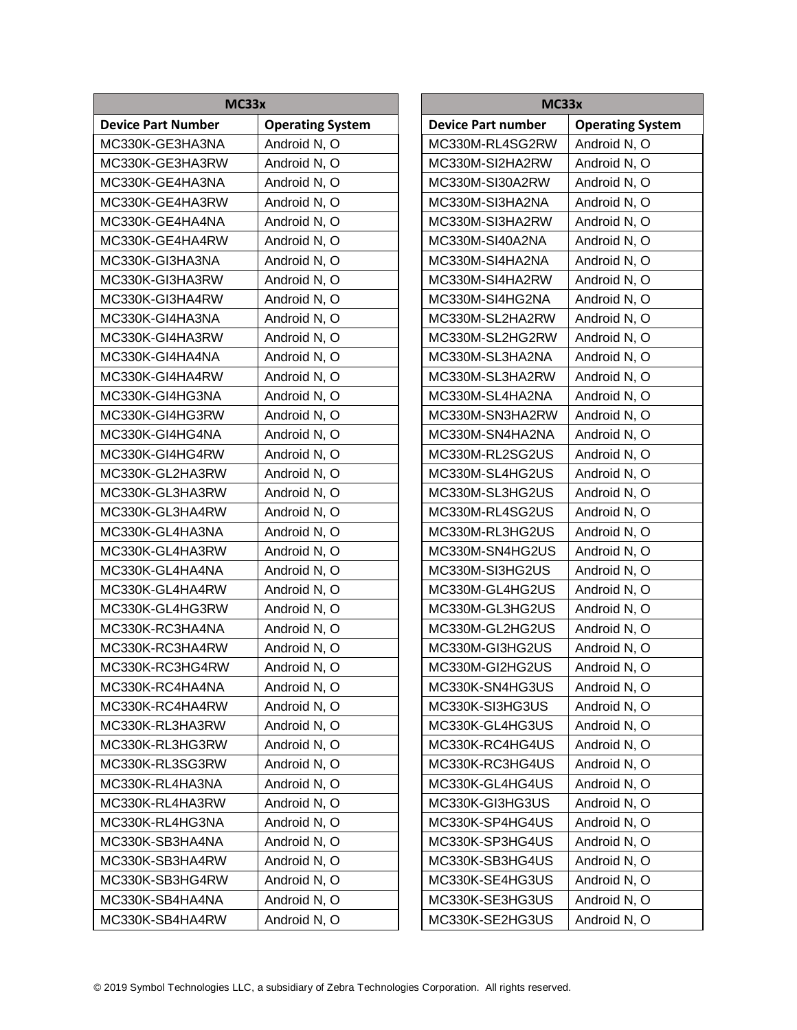| MC33x | |
|---|---|
| **Device Part Number** | **Operating System** |
| MC330K-GE3HA3NA | Android N, O |
| MC330K-GE3HA3RW | Android N, O |
| MC330K-GE4HA3NA | Android N, O |
| MC330K-GE4HA3RW | Android N, O |
| MC330K-GE4HA4NA | Android N, O |
| MC330K-GE4HA4RW | Android N, O |
| MC330K-GI3HA3NA | Android N, O |
| MC330K-GI3HA3RW | Android N, O |
| MC330K-GI3HA4RW | Android N, O |
| MC330K-GI4HA3NA | Android N, O |
| MC330K-GI4HA3RW | Android N, O |
| MC330K-GI4HA4NA | Android N, O |
| MC330K-GI4HA4RW | Android N, O |
| MC330K-GI4HG3NA | Android N, O |
| MC330K-GI4HG3RW | Android N, O |
| MC330K-GI4HG4NA | Android N, O |
| MC330K-GI4HG4RW | Android N, O |
| MC330K-GL2HA3RW | Android N, O |
| MC330K-GL3HA3RW | Android N, O |
| MC330K-GL3HA4RW | Android N, O |
| MC330K-GL4HA3NA | Android N, O |
| MC330K-GL4HA3RW | Android N, O |
| MC330K-GL4HA4NA | Android N, O |
| MC330K-GL4HA4RW | Android N, O |
| MC330K-GL4HG3RW | Android N, O |
| MC330K-RC3HA4NA | Android N, O |
| MC330K-RC3HA4RW | Android N, O |
| MC330K-RC3HG4RW | Android N, O |
| MC330K-RC4HA4NA | Android N, O |
| MC330K-RC4HA4RW | Android N, O |
| MC330K-RL3HA3RW | Android N, O |
| MC330K-RL3HG3RW | Android N, O |
| MC330K-RL3SG3RW | Android N, O |
| MC330K-RL4HA3NA | Android N, O |
| MC330K-RL4HA3RW | Android N, O |
| MC330K-RL4HG3NA | Android N, O |
| MC330K-SB3HA4NA | Android N, O |
| MC330K-SB3HA4RW | Android N, O |
| MC330K-SB3HG4RW | Android N, O |
| MC330K-SB4HA4NA | Android N, O |
| MC330K-SB4HA4RW | Android N, O |

| MC33x | |
|---|---|
| **Device Part number** | **Operating System** |
| MC330M-RL4SG2RW | Android N, O |
| MC330M-SI2HA2RW | Android N, O |
| MC330M-SI30A2RW | Android N, O |
| MC330M-SI3HA2NA | Android N, O |
| MC330M-SI3HA2RW | Android N, O |
| MC330M-SI40A2NA | Android N, O |
| MC330M-SI4HA2NA | Android N, O |
| MC330M-SI4HA2RW | Android N, O |
| MC330M-SI4HG2NA | Android N, O |
| MC330M-SL2HA2RW | Android N, O |
| MC330M-SL2HG2RW | Android N, O |
| MC330M-SL3HA2NA | Android N, O |
| MC330M-SL3HA2RW | Android N, O |
| MC330M-SL4HA2NA | Android N, O |
| MC330M-SN3HA2RW | Android N, O |
| MC330M-SN4HA2NA | Android N, O |
| MC330M-RL2SG2US | Android N, O |
| MC330M-SL4HG2US | Android N, O |
| MC330M-SL3HG2US | Android N, O |
| MC330M-RL4SG2US | Android N, O |
| MC330M-RL3HG2US | Android N, O |
| MC330M-SN4HG2US | Android N, O |
| MC330M-SI3HG2US | Android N, O |
| MC330M-GL4HG2US | Android N, O |
| MC330M-GL3HG2US | Android N, O |
| MC330M-GL2HG2US | Android N, O |
| MC330M-GI3HG2US | Android N, O |
| MC330M-GI2HG2US | Android N, O |
| MC330K-SN4HG3US | Android N, O |
| MC330K-SI3HG3US | Android N, O |
| MC330K-GL4HG3US | Android N, O |
| MC330K-RC4HG4US | Android N, O |
| MC330K-RC3HG4US | Android N, O |
| MC330K-GL4HG4US | Android N, O |
| MC330K-GI3HG3US | Android N, O |
| MC330K-SP4HG4US | Android N, O |
| MC330K-SP3HG4US | Android N, O |
| MC330K-SB3HG4US | Android N, O |
| MC330K-SE4HG3US | Android N, O |
| MC330K-SE3HG3US | Android N, O |
| MC330K-SE2HG3US | Android N, O |

© 2019 Symbol Technologies LLC, a subsidiary of Zebra Technologies Corporation. All rights reserved.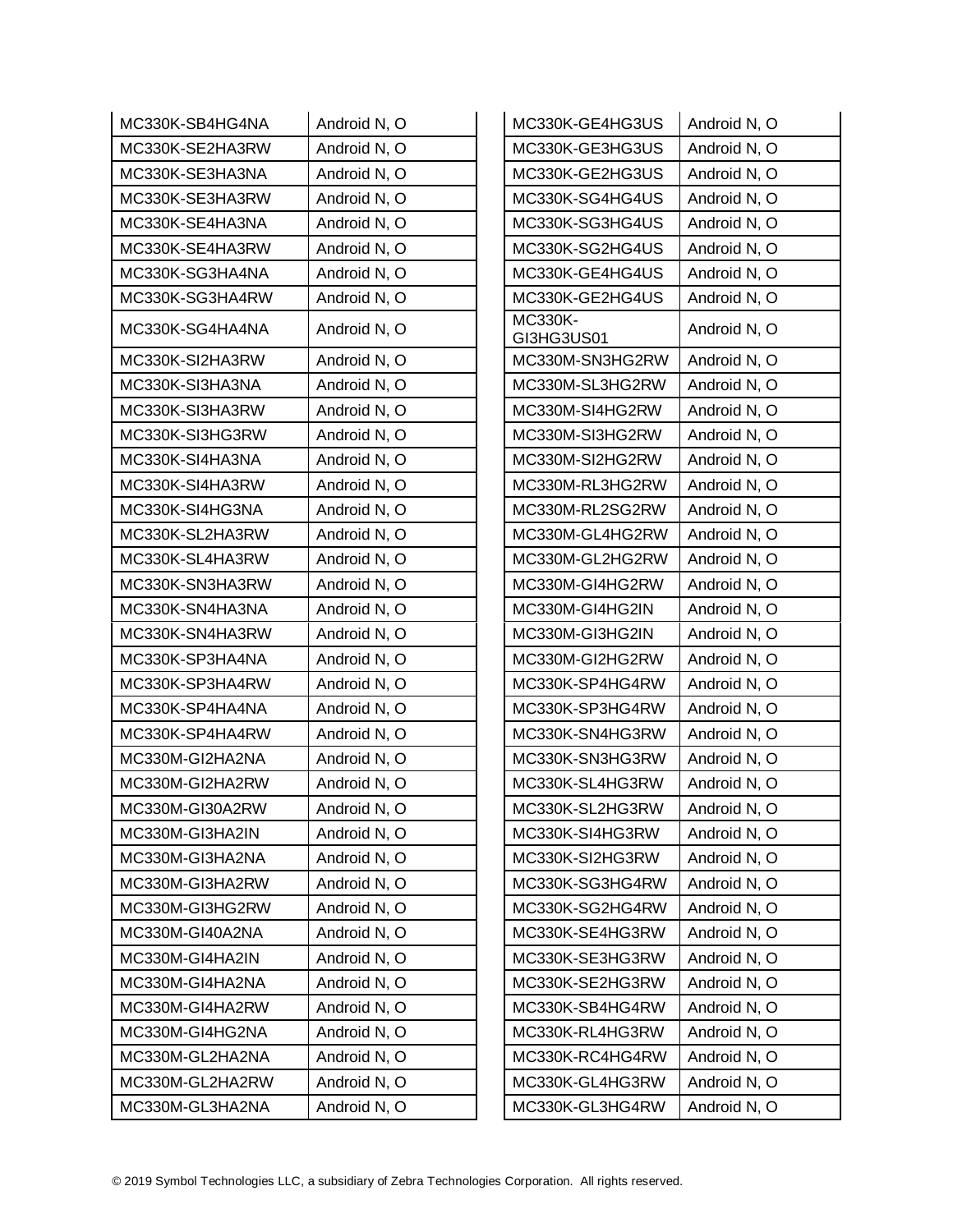| | |
|---|---|
| MC330K-SB4HG4NA | Android N, O |
| MC330K-SE2HA3RW | Android N, O |
| MC330K-SE3HA3NA | Android N, O |
| MC330K-SE3HA3RW | Android N, O |
| MC330K-SE4HA3NA | Android N, O |
| MC330K-SE4HA3RW | Android N, O |
| MC330K-SG3HA4NA | Android N, O |
| MC330K-SG3HA4RW | Android N, O |
| MC330K-SG4HA4NA | Android N, O |
| MC330K-SI2HA3RW | Android N, O |
| MC330K-SI3HA3NA | Android N, O |
| MC330K-SI3HA3RW | Android N, O |
| MC330K-SI3HG3RW | Android N, O |
| MC330K-SI4HA3NA | Android N, O |
| MC330K-SI4HA3RW | Android N, O |
| MC330K-SI4HG3NA | Android N, O |
| MC330K-SL2HA3RW | Android N, O |
| MC330K-SL4HA3RW | Android N, O |
| MC330K-SN3HA3RW | Android N, O |
| MC330K-SN4HA3NA | Android N, O |
| MC330K-SN4HA3RW | Android N, O |
| MC330K-SP3HA4NA | Android N, O |
| MC330K-SP3HA4RW | Android N, O |
| MC330K-SP4HA4NA | Android N, O |
| MC330K-SP4HA4RW | Android N, O |
| MC330M-GI2HA2NA | Android N, O |
| MC330M-GI2HA2RW | Android N, O |
| MC330M-GI30A2RW | Android N, O |
| MC330M-GI3HA2IN | Android N, O |
| MC330M-GI3HA2NA | Android N, O |
| MC330M-GI3HA2RW | Android N, O |
| MC330M-GI3HG2RW | Android N, O |
| MC330M-GI40A2NA | Android N, O |
| MC330M-GI4HA2IN | Android N, O |
| MC330M-GI4HA2NA | Android N, O |
| MC330M-GI4HA2RW | Android N, O |
| MC330M-GI4HG2NA | Android N, O |
| MC330M-GL2HA2NA | Android N, O |
| MC330M-GL2HA2RW | Android N, O |
| MC330M-GL3HA2NA | Android N, O |

| | |
|---|---|
| MC330K-GE4HG3US | Android N, O |
| MC330K-GE3HG3US | Android N, O |
| MC330K-GE2HG3US | Android N, O |
| MC330K-SG4HG4US | Android N, O |
| MC330K-SG3HG4US | Android N, O |
| MC330K-SG2HG4US | Android N, O |
| MC330K-GE4HG4US | Android N, O |
| MC330K-GE2HG4US | Android N, O |
| MC330K-GI3HG3US01 | Android N, O |
| MC330M-SN3HG2RW | Android N, O |
| MC330M-SL3HG2RW | Android N, O |
| MC330M-SI4HG2RW | Android N, O |
| MC330M-SI3HG2RW | Android N, O |
| MC330M-SI2HG2RW | Android N, O |
| MC330M-RL3HG2RW | Android N, O |
| MC330M-RL2SG2RW | Android N, O |
| MC330M-GL4HG2RW | Android N, O |
| MC330M-GL2HG2RW | Android N, O |
| MC330M-GI4HG2RW | Android N, O |
| MC330M-GI4HG2IN | Android N, O |
| MC330M-GI3HG2IN | Android N, O |
| MC330M-GI2HG2RW | Android N, O |
| MC330K-SP4HG4RW | Android N, O |
| MC330K-SP3HG4RW | Android N, O |
| MC330K-SN4HG3RW | Android N, O |
| MC330K-SN3HG3RW | Android N, O |
| MC330K-SL4HG3RW | Android N, O |
| MC330K-SL2HG3RW | Android N, O |
| MC330K-SI4HG3RW | Android N, O |
| MC330K-SI2HG3RW | Android N, O |
| MC330K-SG3HG4RW | Android N, O |
| MC330K-SG2HG4RW | Android N, O |
| MC330K-SE4HG3RW | Android N, O |
| MC330K-SE3HG3RW | Android N, O |
| MC330K-SE2HG3RW | Android N, O |
| MC330K-SB4HG4RW | Android N, O |
| MC330K-RL4HG3RW | Android N, O |
| MC330K-RC4HG4RW | Android N, O |
| MC330K-GL4HG3RW | Android N, O |
| MC330K-GL3HG4RW | Android N, O |

© 2019 Symbol Technologies LLC, a subsidiary of Zebra Technologies Corporation. All rights reserved.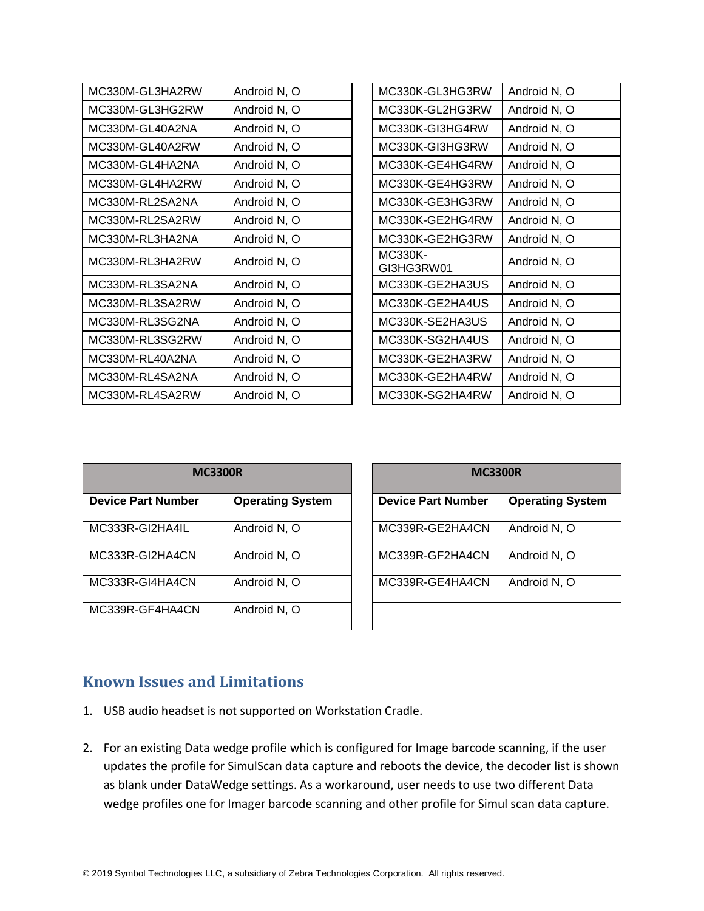| | |
|---|---|
| MC330M-GL3HA2RW | Android N, O |
| MC330M-GL3HG2RW | Android N, O |
| MC330M-GL40A2NA | Android N, O |
| MC330M-GL40A2RW | Android N, O |
| MC330M-GL4HA2NA | Android N, O |
| MC330M-GL4HA2RW | Android N, O |
| MC330M-RL2SA2NA | Android N, O |
| MC330M-RL2SA2RW | Android N, O |
| MC330M-RL3HA2NA | Android N, O |
| MC330M-RL3HA2RW | Android N, O |
| MC330M-RL3SA2NA | Android N, O |
| MC330M-RL3SA2RW | Android N, O |
| MC330M-RL3SG2NA | Android N, O |
| MC330M-RL3SG2RW | Android N, O |
| MC330M-RL40A2NA | Android N, O |
| MC330M-RL4SA2NA | Android N, O |
| MC330M-RL4SA2RW | Android N, O |

| | |
|---|---|
| MC330K-GL3HG3RW | Android N, O |
| MC330K-GL2HG3RW | Android N, O |
| MC330K-GI3HG4RW | Android N, O |
| MC330K-GI3HG3RW | Android N, O |
| MC330K-GE4HG4RW | Android N, O |
| MC330K-GE4HG3RW | Android N, O |
| MC330K-GE3HG3RW | Android N, O |
| MC330K-GE2HG4RW | Android N, O |
| MC330K-GE2HG3RW | Android N, O |
| MC330K-GI3HG3RW01 | Android N, O |
| MC330K-GE2HA3US | Android N, O |
| MC330K-GE2HA4US | Android N, O |
| MC330K-SE2HA3US | Android N, O |
| MC330K-SG2HA4US | Android N, O |
| MC330K-GE2HA3RW | Android N, O |
| MC330K-GE2HA4RW | Android N, O |
| MC330K-SG2HA4RW | Android N, O |

| MC3300R | |
|---|---|
| **Device Part Number** | **Operating System** |
| MC333R-GI2HA4IL | Android N, O |
| MC333R-GI2HA4CN | Android N, O |
| MC333R-GI4HA4CN | Android N, O |
| MC339R-GF4HA4CN | Android N, O |

| MC3300R | |
|---|---|
| **Device Part Number** | **Operating System** |
| MC339R-GE2HA4CN | Android N, O |
| MC339R-GF2HA4CN | Android N, O |
| MC339R-GE4HA4CN | Android N, O |
| | |

## Known Issues and Limitations

1. USB audio headset is not supported on Workstation Cradle.

2. For an existing Data wedge profile which is configured for Image barcode scanning, if the user updates the profile for SimulScan data capture and reboots the device, the decoder list is shown as blank under DataWedge settings. As a workaround, user needs to use two different Data wedge profiles one for Imager barcode scanning and other profile for Simul scan data capture.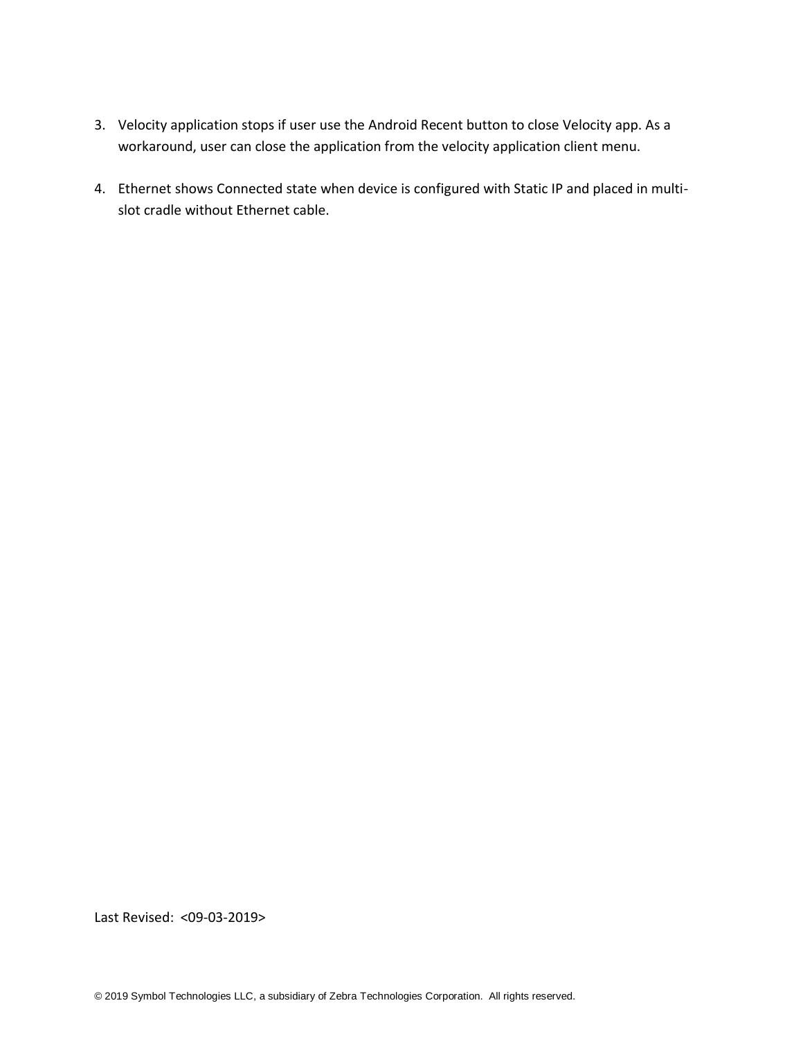3. Velocity application stops if user use the Android Recent button to close Velocity app. As a workaround, user can close the application from the velocity application client menu.

4. Ethernet shows Connected state when device is configured with Static IP and placed in multi-slot cradle without Ethernet cable.

Last Revised: <09-03-2019>

© 2019 Symbol Technologies LLC, a subsidiary of Zebra Technologies Corporation. All rights reserved.